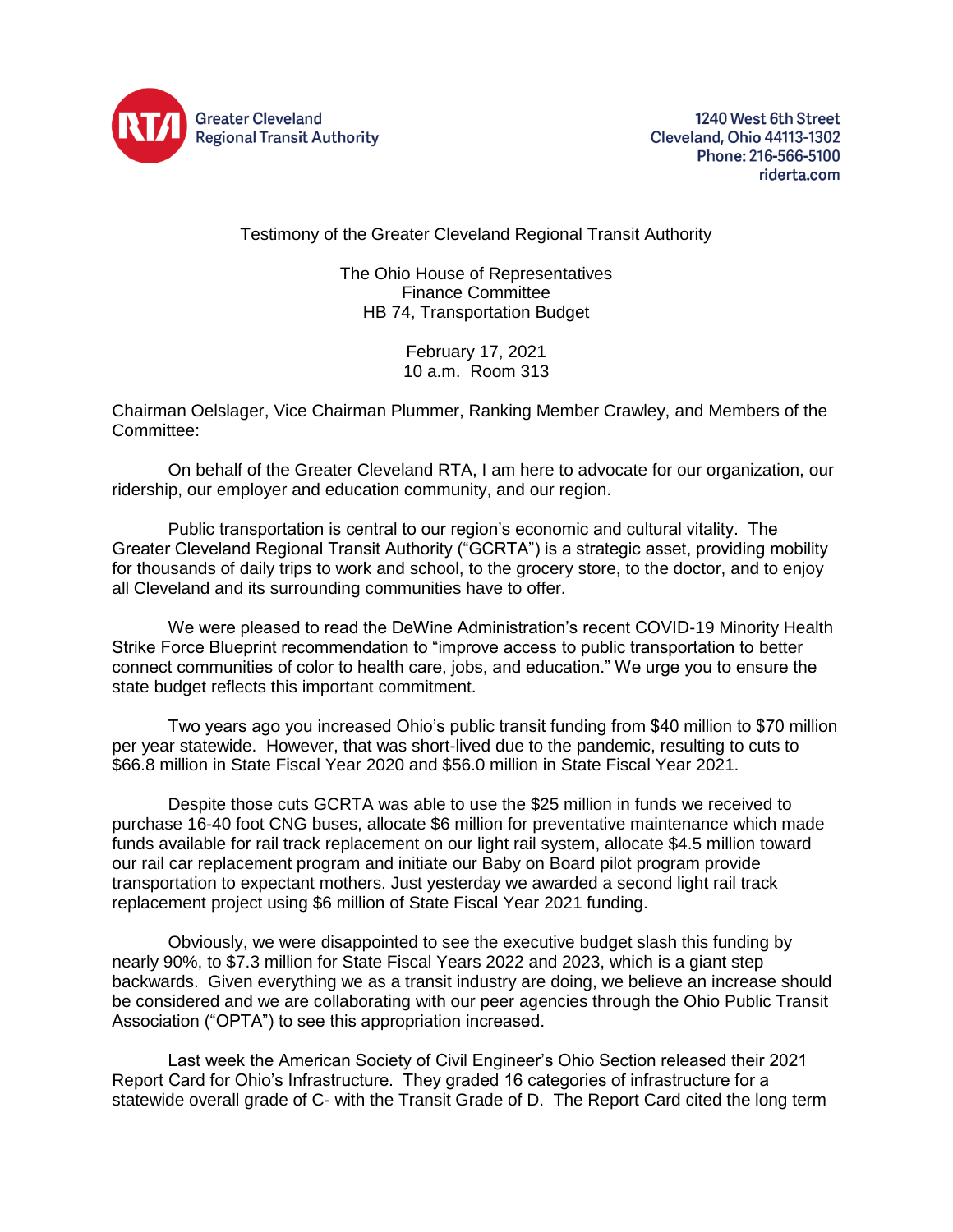Greater Cleveland Regional Transit Authority

1240 West 6th Street
Cleveland, Ohio 44113-1302
Phone: 216-566-5100
riderta.com

Testimony of the Greater Cleveland Regional Transit Authority

The Ohio House of Representatives
Finance Committee
HB 74, Transportation Budget

February 17, 2021
10 a.m. Room 313

Chairman Oelslager, Vice Chairman Plummer, Ranking Member Crawley, and Members of the Committee:

On behalf of the Greater Cleveland RTA, I am here to advocate for our organization, our ridership, our employer and education community, and our region.

Public transportation is central to our region's economic and cultural vitality. The Greater Cleveland Regional Transit Authority ("GCRTA") is a strategic asset, providing mobility for thousands of daily trips to work and school, to the grocery store, to the doctor, and to enjoy all Cleveland and its surrounding communities have to offer.

We were pleased to read the DeWine Administration's recent COVID-19 Minority Health Strike Force Blueprint recommendation to "improve access to public transportation to better connect communities of color to health care, jobs, and education." We urge you to ensure the state budget reflects this important commitment.

Two years ago you increased Ohio's public transit funding from $40 million to $70 million per year statewide. However, that was short-lived due to the pandemic, resulting to cuts to $66.8 million in State Fiscal Year 2020 and $56.0 million in State Fiscal Year 2021.

Despite those cuts GCRTA was able to use the $25 million in funds we received to purchase 16-40 foot CNG buses, allocate $6 million for preventative maintenance which made funds available for rail track replacement on our light rail system, allocate $4.5 million toward our rail car replacement program and initiate our Baby on Board pilot program provide transportation to expectant mothers. Just yesterday we awarded a second light rail track replacement project using $6 million of State Fiscal Year 2021 funding.

Obviously, we were disappointed to see the executive budget slash this funding by nearly 90%, to $7.3 million for State Fiscal Years 2022 and 2023, which is a giant step backwards. Given everything we as a transit industry are doing, we believe an increase should be considered and we are collaborating with our peer agencies through the Ohio Public Transit Association ("OPTA") to see this appropriation increased.

Last week the American Society of Civil Engineer's Ohio Section released their 2021 Report Card for Ohio's Infrastructure. They graded 16 categories of infrastructure for a statewide overall grade of C- with the Transit Grade of D. The Report Card cited the long term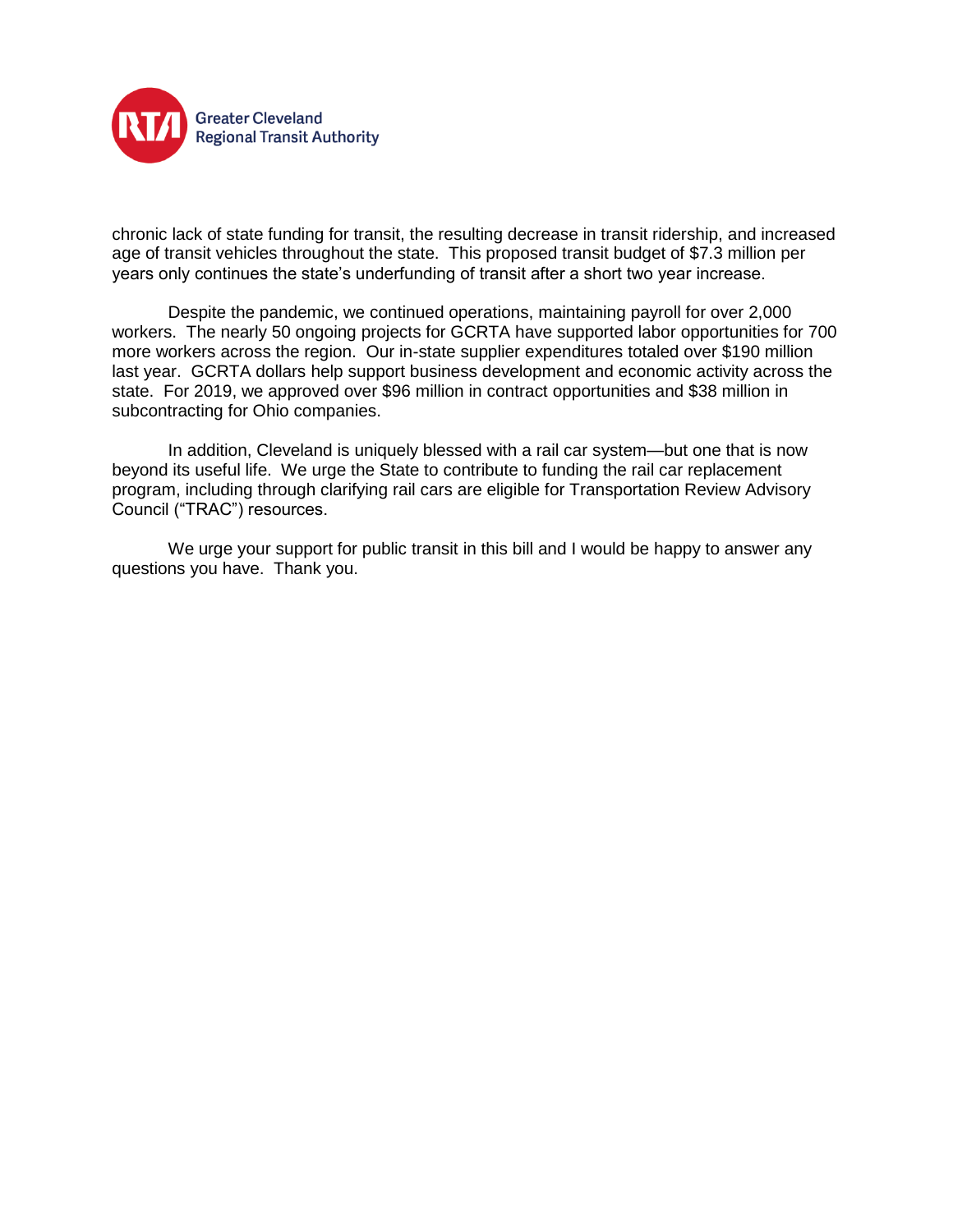chronic lack of state funding for transit, the resulting decrease in transit ridership, and increased age of transit vehicles throughout the state. This proposed transit budget of $7.3 million per years only continues the state's underfunding of transit after a short two year increase.

Despite the pandemic, we continued operations, maintaining payroll for over 2,000 workers. The nearly 50 ongoing projects for GCRTA have supported labor opportunities for 700 more workers across the region. Our in-state supplier expenditures totaled over $190 million last year. GCRTA dollars help support business development and economic activity across the state. For 2019, we approved over $96 million in contract opportunities and $38 million in subcontracting for Ohio companies.

In addition, Cleveland is uniquely blessed with a rail car system—but one that is now beyond its useful life. We urge the State to contribute to funding the rail car replacement program, including through clarifying rail cars are eligible for Transportation Review Advisory Council ("TRAC") resources.

We urge your support for public transit in this bill and I would be happy to answer any questions you have. Thank you.